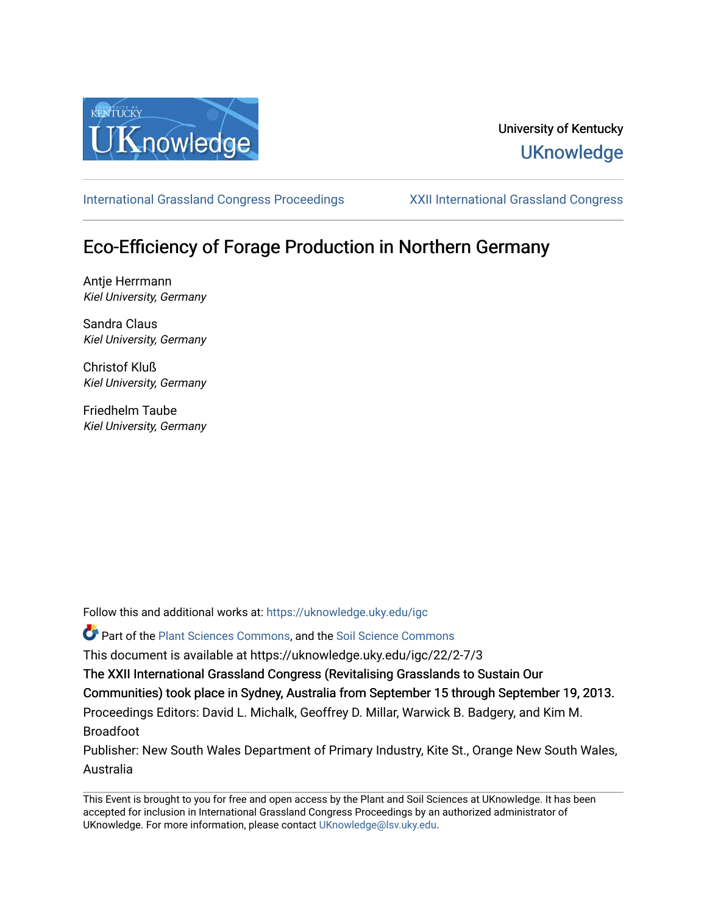University of Kentucky

UKnowledge

International Grassland Congress Proceedings | XXII International Grassland Congress

# Eco-Efficiency of Forage Production in Northern Germany

Antje Herrmann
*Kiel University, Germany*

Sandra Claus
*Kiel University, Germany*

Christof Kluß
*Kiel University, Germany*

Friedhelm Taube
*Kiel University, Germany*

Follow this and additional works at: https://uknowledge.uky.edu/igc

Part of the Plant Sciences Commons, and the Soil Science Commons

This document is available at https://uknowledge.uky.edu/igc/22/2-7/3

The XXII International Grassland Congress (Revitalising Grasslands to Sustain Our Communities) took place in Sydney, Australia from September 15 through September 19, 2013.

Proceedings Editors: David L. Michalk, Geoffrey D. Millar, Warwick B. Badgery, and Kim M. Broadfoot

Publisher: New South Wales Department of Primary Industry, Kite St., Orange New South Wales, Australia

This Event is brought to you for free and open access by the Plant and Soil Sciences at UKnowledge. It has been accepted for inclusion in International Grassland Congress Proceedings by an authorized administrator of UKnowledge. For more information, please contact UKnowledge@lsv.uky.edu.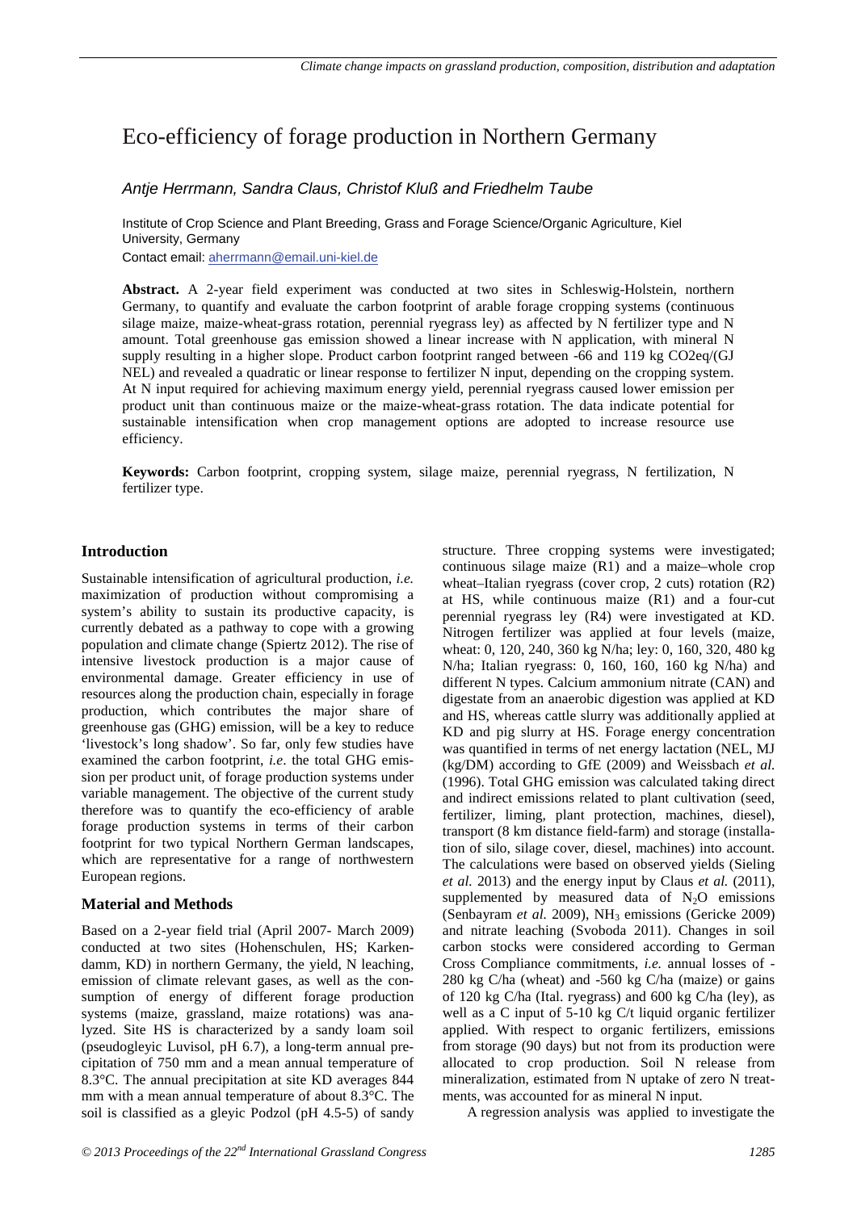# Eco-efficiency of forage production in Northern Germany

*Antje Herrmann, Sandra Claus, Christof Kluß and Friedhelm Taube*

Institute of Crop Science and Plant Breeding, Grass and Forage Science/Organic Agriculture, Kiel University, Germany
Contact email: aherrmann@email.uni-kiel.de

**Abstract.** A 2-year field experiment was conducted at two sites in Schleswig-Holstein, northern Germany, to quantify and evaluate the carbon footprint of arable forage cropping systems (continuous silage maize, maize-wheat-grass rotation, perennial ryegrass ley) as affected by N fertilizer type and N amount. Total greenhouse gas emission showed a linear increase with N application, with mineral N supply resulting in a higher slope. Product carbon footprint ranged between -66 and 119 kg CO2eq/(GJ NEL) and revealed a quadratic or linear response to fertilizer N input, depending on the cropping system. At N input required for achieving maximum energy yield, perennial ryegrass caused lower emission per product unit than continuous maize or the maize-wheat-grass rotation. The data indicate potential for sustainable intensification when crop management options are adopted to increase resource use efficiency.

**Keywords:** Carbon footprint, cropping system, silage maize, perennial ryegrass, N fertilization, N fertilizer type.

## Introduction

Sustainable intensification of agricultural production, *i.e.* maximization of production without compromising a system's ability to sustain its productive capacity, is currently debated as a pathway to cope with a growing population and climate change (Spiertz 2012). The rise of intensive livestock production is a major cause of environmental damage. Greater efficiency in use of resources along the production chain, especially in forage production, which contributes the major share of greenhouse gas (GHG) emission, will be a key to reduce 'livestock's long shadow'. So far, only few studies have examined the carbon footprint, *i.e*. the total GHG emission per product unit, of forage production systems under variable management. The objective of the current study therefore was to quantify the eco-efficiency of arable forage production systems in terms of their carbon footprint for two typical Northern German landscapes, which are representative for a range of northwestern European regions.

## Material and Methods

Based on a 2-year field trial (April 2007- March 2009) conducted at two sites (Hohenschulen, HS; Karkendamm, KD) in northern Germany, the yield, N leaching, emission of climate relevant gases, as well as the consumption of energy of different forage production systems (maize, grassland, maize rotations) was analyzed. Site HS is characterized by a sandy loam soil (pseudogleyic Luvisol, pH 6.7), a long-term annual precipitation of 750 mm and a mean annual temperature of 8.3°C. The annual precipitation at site KD averages 844 mm with a mean annual temperature of about 8.3°C. The soil is classified as a gleyic Podzol (pH 4.5-5) of sandy structure. Three cropping systems were investigated; continuous silage maize (R1) and a maize–whole crop wheat–Italian ryegrass (cover crop, 2 cuts) rotation (R2) at HS, while continuous maize (R1) and a four-cut perennial ryegrass ley (R4) were investigated at KD. Nitrogen fertilizer was applied at four levels (maize, wheat: 0, 120, 240, 360 kg N/ha; ley: 0, 160, 320, 480 kg N/ha; Italian ryegrass: 0, 160, 160, 160 kg N/ha) and different N types. Calcium ammonium nitrate (CAN) and digestate from an anaerobic digestion was applied at KD and HS, whereas cattle slurry was additionally applied at KD and pig slurry at HS. Forage energy concentration was quantified in terms of net energy lactation (NEL, MJ (kg/DM) according to GfE (2009) and Weissbach *et al.* (1996). Total GHG emission was calculated taking direct and indirect emissions related to plant cultivation (seed, fertilizer, liming, plant protection, machines, diesel), transport (8 km distance field-farm) and storage (installation of silo, silage cover, diesel, machines) into account. The calculations were based on observed yields (Sieling *et al.* 2013) and the energy input by Claus *et al.* (2011), supplemented by measured data of $N_2O$ emissions (Senbayram *et al.* 2009), $NH_3$ emissions (Gericke 2009) and nitrate leaching (Svoboda 2011). Changes in soil carbon stocks were considered according to German Cross Compliance commitments, *i.e.* annual losses of -280 kg C/ha (wheat) and -560 kg C/ha (maize) or gains of 120 kg C/ha (Ital. ryegrass) and 600 kg C/ha (ley), as well as a C input of 5-10 kg C/t liquid organic fertilizer applied. With respect to organic fertilizers, emissions from storage (90 days) but not from its production were allocated to crop production. Soil N release from mineralization, estimated from N uptake of zero N treatments, was accounted for as mineral N input.

A regression analysis was applied to investigate the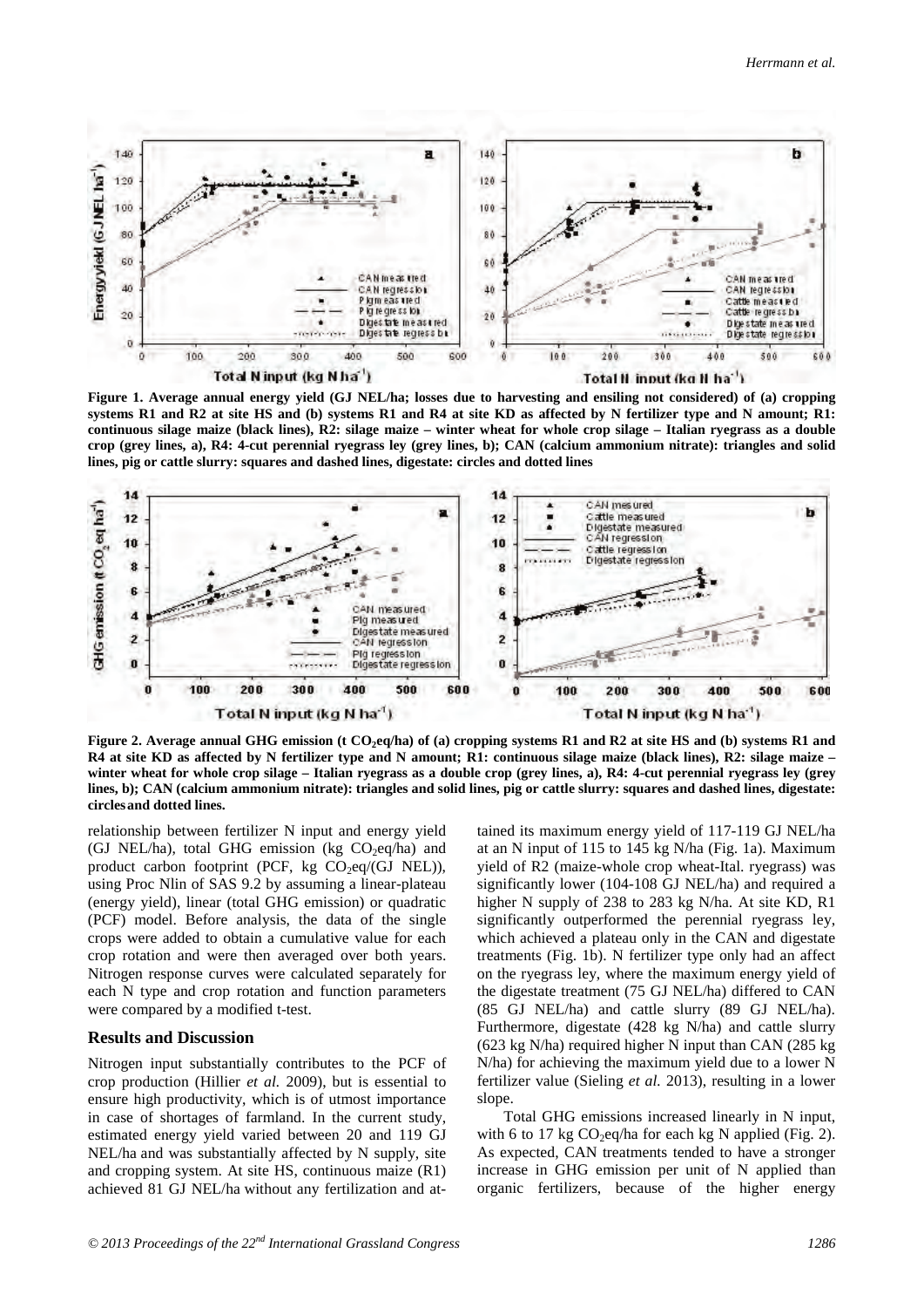**Figure 1. Average annual energy yield (GJ NEL/ha; losses due to harvesting and ensiling not considered) of (a) cropping systems R1 and R2 at site HS and (b) systems R1 and R4 at site KD as affected by N fertilizer type and N amount; R1: continuous silage maize (black lines), R2: silage maize – winter wheat for whole crop silage – Italian ryegrass as a double crop (grey lines, a), R4: 4-cut perennial ryegrass ley (grey lines, b); CAN (calcium ammonium nitrate): triangles and solid lines, pig or cattle slurry: squares and dashed lines, digestate: circles and dotted lines**

**Figure 2. Average annual GHG emission (t $CO_2$eq/ha) of (a) cropping systems R1 and R2 at site HS and (b) systems R1 and R4 at site KD as affected by N fertilizer type and N amount; R1: continuous silage maize (black lines), R2: silage maize – winter wheat for whole crop silage – Italian ryegrass as a double crop (grey lines, a), R4: 4-cut perennial ryegrass ley (grey lines, b); CAN (calcium ammonium nitrate): triangles and solid lines, pig or cattle slurry: squares and dashed lines, digestate: circles and dotted lines.**

relationship between fertilizer N input and energy yield (GJ NEL/ha), total GHG emission (kg $CO_2$eq/ha) and product carbon footprint (PCF, kg $CO_2$eq/(GJ NEL)), using Proc Nlin of SAS 9.2 by assuming a linear-plateau (energy yield), linear (total GHG emission) or quadratic (PCF) model. Before analysis, the data of the single crops were added to obtain a cumulative value for each crop rotation and were then averaged over both years. Nitrogen response curves were calculated separately for each N type and crop rotation and function parameters were compared by a modified t-test.

## Results and Discussion

Nitrogen input substantially contributes to the PCF of crop production (Hillier *et al.* 2009), but is essential to ensure high productivity, which is of utmost importance in case of shortages of farmland. In the current study, estimated energy yield varied between 20 and 119 GJ NEL/ha and was substantially affected by N supply, site and cropping system. At site HS, continuous maize (R1) achieved 81 GJ NEL/ha without any fertilization and attained its maximum energy yield of 117-119 GJ NEL/ha at an N input of 115 to 145 kg N/ha (Fig. 1a). Maximum yield of R2 (maize-whole crop wheat-Ital. ryegrass) was significantly lower (104-108 GJ NEL/ha) and required a higher N supply of 238 to 283 kg N/ha. At site KD, R1 significantly outperformed the perennial ryegrass ley, which achieved a plateau only in the CAN and digestate treatments (Fig. 1b). N fertilizer type only had an effect on the ryegrass ley, where the maximum energy yield of the digestate treatment (75 GJ NEL/ha) differed to CAN (85 GJ NEL/ha) and cattle slurry (89 GJ NEL/ha). Furthermore, digestate (428 kg N/ha) and cattle slurry (623 kg N/ha) required higher N input than CAN (285 kg N/ha) for achieving the maximum yield due to a lower N fertilizer value (Sieling *et al.* 2013), resulting in a lower slope.

Total GHG emissions increased linearly in N input, with 6 to 17 kg $CO_2$eq/ha for each kg N applied (Fig. 2). As expected, CAN treatments tended to have a stronger increase in GHG emission per unit of N applied than organic fertilizers, because of the higher energy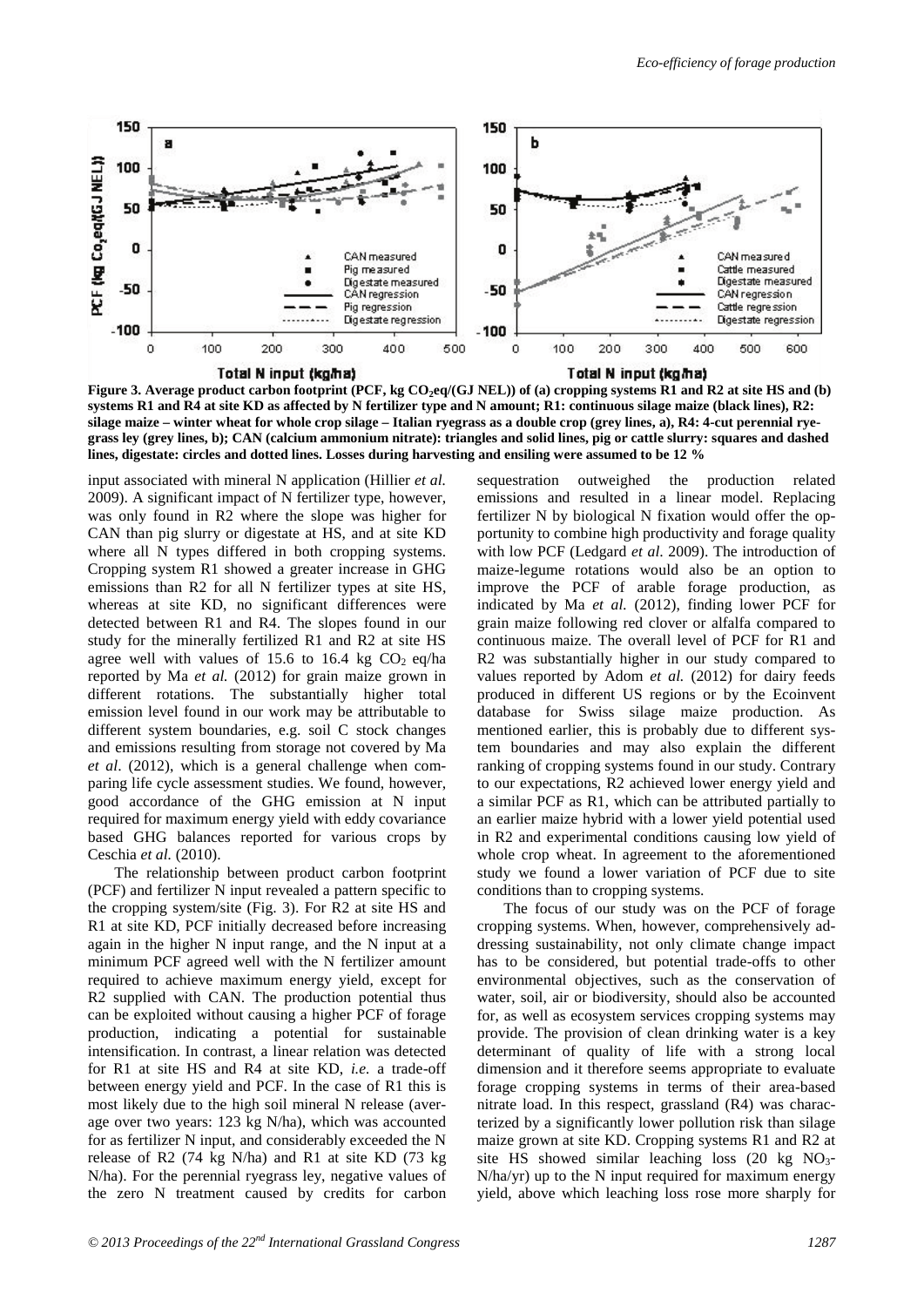**Figure 3. Average product carbon footprint (PCF, kg $CO_2$eq/(GJ NEL)) of (a) cropping systems R1 and R2 at site HS and (b) systems R1 and R4 at site KD as affected by N fertilizer type and N amount; R1: continuous silage maize (black lines), R2: silage maize – winter wheat for whole crop silage – Italian ryegrass as a double crop (grey lines, a), R4: 4-cut perennial ryegrass ley (grey lines, b); CAN (calcium ammonium nitrate): triangles and solid lines, pig or cattle slurry: squares and dashed lines, digestate: circles and dotted lines. Losses during harvesting and ensiling were assumed to be 12 %**

input associated with mineral N application (Hillier *et al.* 2009). A significant impact of N fertilizer type, however, was only found in R2 where the slope was higher for CAN than pig slurry or digestate at HS, and at site KD where all N types differed in both cropping systems. Cropping system R1 showed a greater increase in GHG emissions than R2 for all N fertilizer types at site HS, whereas at site KD, no significant differences were detected between R1 and R4. The slopes found in our study for the minerally fertilized R1 and R2 at site HS agree well with values of 15.6 to 16.4 kg $CO_2$ eq/ha reported by Ma *et al.* (2012) for grain maize grown in different rotations. The substantially higher total emission level found in our work may be attributable to different system boundaries, e.g. soil C stock changes and emissions resulting from storage not covered by Ma *et al*. (2012), which is a general challenge when comparing life cycle assessment studies. We found, however, good accordance of the GHG emission at N input required for maximum energy yield with eddy covariance based GHG balances reported for various crops by Ceschia *et al.* (2010).

The relationship between product carbon footprint (PCF) and fertilizer N input revealed a pattern specific to the cropping system/site (Fig. 3). For R2 at site HS and R1 at site KD, PCF initially decreased before increasing again in the higher N input range, and the N input at a minimum PCF agreed well with the N fertilizer amount required to achieve maximum energy yield, except for R2 supplied with CAN. The production potential thus can be exploited without causing a higher PCF of forage production, indicating a potential for sustainable intensification. In contrast, a linear relation was detected for R1 at site HS and R4 at site KD, *i.e.* a trade-off between energy yield and PCF. In the case of R1 this is most likely due to the high soil mineral N release (average over two years: 123 kg N/ha), which was accounted for as fertilizer N input, and considerably exceeded the N release of R2 (74 kg N/ha) and R1 at site KD (73 kg N/ha). For the perennial ryegrass ley, negative values of the zero N treatment caused by credits for carbon sequestration outweighed the production related emissions and resulted in a linear model. Replacing fertilizer N by biological N fixation would offer the opportunity to combine high productivity and forage quality with low PCF (Ledgard *et al.* 2009). The introduction of maize-legume rotations would also be an option to improve the PCF of arable forage production, as indicated by Ma *et al.* (2012), finding lower PCF for grain maize following red clover or alfalfa compared to continuous maize. The overall level of PCF for R1 and R2 was substantially higher in our study compared to values reported by Adom *et al.* (2012) for dairy feeds produced in different US regions or by the Ecoinvent database for Swiss silage maize production. As mentioned earlier, this is probably due to different system boundaries and may also explain the different ranking of cropping systems found in our study. Contrary to our expectations, R2 achieved lower energy yield and a similar PCF as R1, which can be attributed partially to an earlier maize hybrid with a lower yield potential used in R2 and experimental conditions causing low yield of whole crop wheat. In agreement to the aforementioned study we found a lower variation of PCF due to site conditions than to cropping systems.

The focus of our study was on the PCF of forage cropping systems. When, however, comprehensively addressing sustainability, not only climate change impact has to be considered, but potential trade-offs to other environmental objectives, such as the conservation of water, soil, air or biodiversity, should also be accounted for, as well as ecosystem services cropping systems may provide. The provision of clean drinking water is a key determinant of quality of life with a strong local dimension and it therefore seems appropriate to evaluate forage cropping systems in terms of their area-based nitrate load. In this respect, grassland (R4) was characterized by a significantly lower pollution risk than silage maize grown at site KD. Cropping systems R1 and R2 at site HS showed similar leaching loss (20 kg $NO_3$-N/ha/yr) up to the N input required for maximum energy yield, above which leaching loss rose more sharply for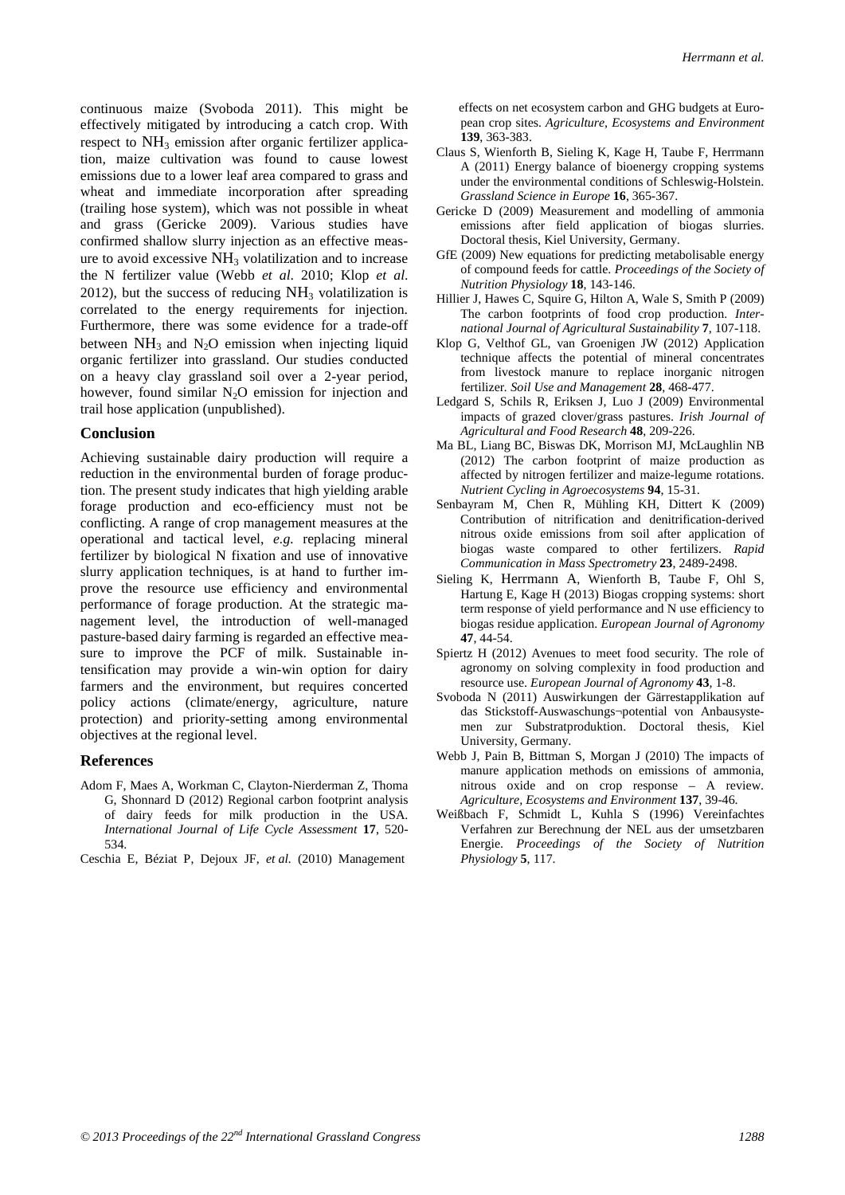continuous maize (Svoboda 2011). This might be effectively mitigated by introducing a catch crop. With respect to $NH_3$ emission after organic fertilizer application, maize cultivation was found to cause lowest emissions due to a lower leaf area compared to grass and wheat and immediate incorporation after spreading (trailing hose system), which was not possible in wheat and grass (Gericke 2009). Various studies have confirmed shallow slurry injection as an effective measure to avoid excessive $NH_3$ volatilization and to increase the N fertilizer value (Webb *et al.* 2010; Klop *et al.* 2012), but the success of reducing $NH_3$ volatilization is correlated to the energy requirements for injection. Furthermore, there was some evidence for a trade-off between $NH_3$ and $N_2O$ emission when injecting liquid organic fertilizer into grassland. Our studies conducted on a heavy clay grassland soil over a 2-year period, however, found similar $N_2O$ emission for injection and trail hose application (unpublished).

### Conclusion

Achieving sustainable dairy production will require a reduction in the environmental burden of forage production. The present study indicates that high yielding arable forage production and eco-efficiency must not be conflicting. A range of crop management measures at the operational and tactical level, *e.g.* replacing mineral fertilizer by biological N fixation and use of innovative slurry application techniques, is at hand to further improve the resource use efficiency and environmental performance of forage production. At the strategic management level, the introduction of well-managed pasture-based dairy farming is regarded an effective measure to improve the PCF of milk. Sustainable intensification may provide a win-win option for dairy farmers and the environment, but requires concerted policy actions (climate/energy, agriculture, nature protection) and priority-setting among environmental objectives at the regional level.

### References

Adom F, Maes A, Workman C, Clayton-Nierderman Z, Thoma G, Shonnard D (2012) Regional carbon footprint analysis of dairy feeds for milk production in the USA. *International Journal of Life Cycle Assessment* **17**, 520-534.

Ceschia E, Béziat P, Dejoux JF, *et al.* (2010) Management effects on net ecosystem carbon and GHG budgets at European crop sites. *Agriculture, Ecosystems and Environment* **139**, 363-383.

Claus S, Wienforth B, Sieling K, Kage H, Taube F, Herrmann A (2011) Energy balance of bioenergy cropping systems under the environmental conditions of Schleswig-Holstein. *Grassland Science in Europe* **16**, 365-367.

Gericke D (2009) Measurement and modelling of ammonia emissions after field application of biogas slurries. Doctoral thesis, Kiel University, Germany.

GfE (2009) New equations for predicting metabolisable energy of compound feeds for cattle. *Proceedings of the Society of Nutrition Physiology* **18**, 143-146.

Hillier J, Hawes C, Squire G, Hilton A, Wale S, Smith P (2009) The carbon footprints of food crop production. *International Journal of Agricultural Sustainability* **7**, 107-118.

Klop G, Velthof GL, van Groenigen JW (2012) Application technique affects the potential of mineral concentrates from livestock manure to replace inorganic nitrogen fertilizer. *Soil Use and Management* **28**, 468-477.

Ledgard S, Schils R, Eriksen J, Luo J (2009) Environmental impacts of grazed clover/grass pastures. *Irish Journal of Agricultural and Food Research* **48**, 209-226.

Ma BL, Liang BC, Biswas DK, Morrison MJ, McLaughlin NB (2012) The carbon footprint of maize production as affected by nitrogen fertilizer and maize-legume rotations. *Nutrient Cycling in Agroecosystems* **94**, 15-31.

Senbayram M, Chen R, Mühling KH, Dittert K (2009) Contribution of nitrification and denitrification-derived nitrous oxide emissions from soil after application of biogas waste compared to other fertilizers. *Rapid Communication in Mass Spectrometry* **23**, 2489-2498.

Sieling K, Herrmann A, Wienforth B, Taube F, Ohl S, Hartung E, Kage H (2013) Biogas cropping systems: short term response of yield performance and N use efficiency to biogas residue application. *European Journal of Agronomy* **47**, 44-54.

Spiertz H (2012) Avenues to meet food security. The role of agronomy on solving complexity in food production and resource use. *European Journal of Agronomy* **43**, 1-8.

Svoboda N (2011) Auswirkungen der Gärrestapplikation auf das Stickstoff-Auswaschungs¬potential von Anbausystemen zur Substratproduktion. Doctoral thesis, Kiel University, Germany.

Webb J, Pain B, Bittman S, Morgan J (2010) The impacts of manure application methods on emissions of ammonia, nitrous oxide and on crop response – A review. *Agriculture, Ecosystems and Environment* **137**, 39-46.

Weißbach F, Schmidt L, Kuhla S (1996) Vereinfachtes Verfahren zur Berechnung der NEL aus der umsetzbaren Energie. *Proceedings of the Society of Nutrition Physiology* **5**, 117.